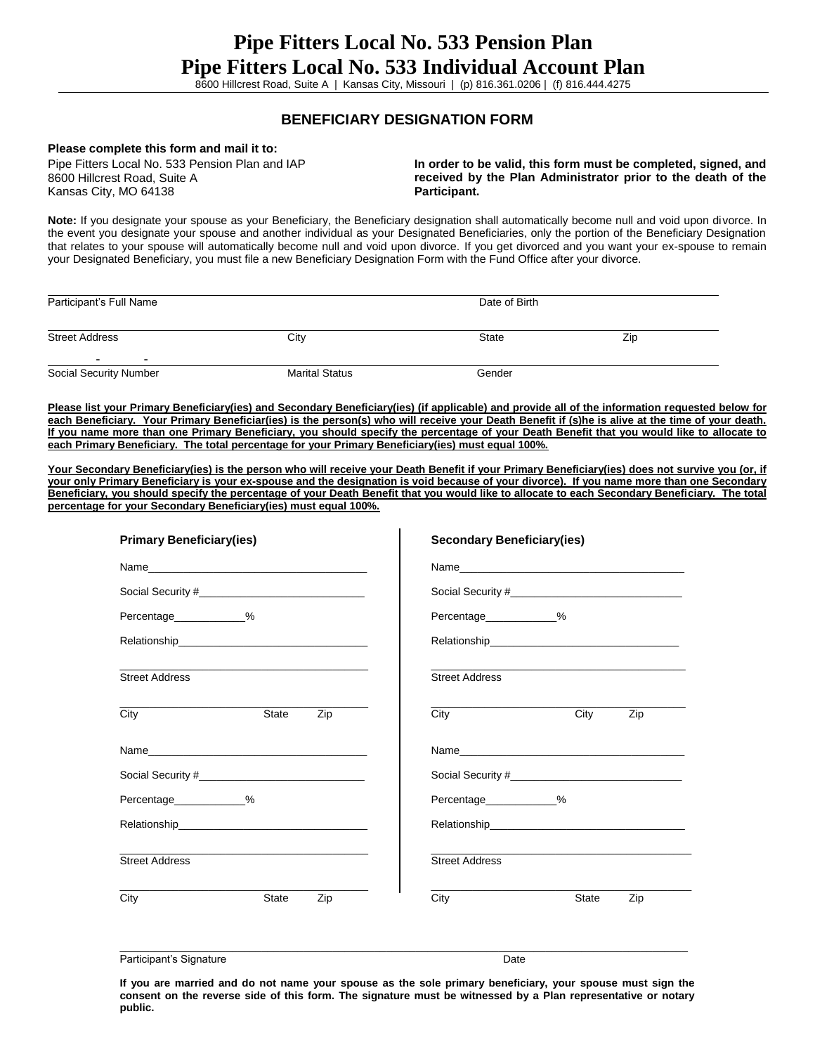# Pipe Fitters Local No. 533 Pension Plan
# Pipe Fitters Local No. 533 Individual Account Plan

8600 Hillcrest Road, Suite A | Kansas City, Missouri | (p) 816.361.0206 | (f) 816.444.4275

## BENEFICIARY DESIGNATION FORM

**Please complete this form and mail it to:**
Pipe Fitters Local No. 533 Pension Plan and IAP
8600 Hillcrest Road, Suite A
Kansas City, MO 64138

**In order to be valid, this form must be completed, signed, and received by the Plan Administrator prior to the death of the Participant.**

**Note:** If you designate your spouse as your Beneficiary, the Beneficiary designation shall automatically become null and void upon divorce. In the event you designate your spouse and another individual as your Designated Beneficiaries, only the portion of the Beneficiary Designation that relates to your spouse will automatically become null and void upon divorce. If you get divorced and you want your ex-spouse to remain your Designated Beneficiary, you must file a new Beneficiary Designation Form with the Fund Office after your divorce.

| Participant's Full Name | | Date of Birth | |
|---|---|---|---|
| Street Address | City | State | Zip |
| Social Security Number &nbsp; - &nbsp; - | Marital Status | Gender | |

**Please list your Primary Beneficiary(ies) and Secondary Beneficiary(ies) (if applicable) and provide all of the information requested below for each Beneficiary. Your Primary Beneficiar(ies) is the person(s) who will receive your Death Benefit if (s)he is alive at the time of your death. If you name more than one Primary Beneficiary, you should specify the percentage of your Death Benefit that you would like to allocate to each Primary Beneficiary. The total percentage for your Primary Beneficiary(ies) must equal 100%.**

**Your Secondary Beneficiary(ies) is the person who will receive your Death Benefit if your Primary Beneficiary(ies) does not survive you (or, if your only Primary Beneficiary is your ex-spouse and the designation is void because of your divorce). If you name more than one Secondary Beneficiary, you should specify the percentage of your Death Benefit that you would like to allocate to each Secondary Beneficiary. The total percentage for your Secondary Beneficiary(ies) must equal 100%.**

**Primary Beneficiary(ies)**

Name____________________

Social Security #____________________

Percentage__________%

Relationship____________________

____________________
Street Address

____________________
City &nbsp; State &nbsp; Zip

Name____________________

Social Security #____________________

Percentage__________%

Relationship____________________

____________________
Street Address

____________________
City &nbsp; State &nbsp; Zip

**Secondary Beneficiary(ies)**

Name____________________

Social Security #____________________

Percentage__________%

Relationship____________________

____________________
Street Address

____________________
City &nbsp; City &nbsp; Zip

Name____________________

Social Security #____________________

Percentage__________%

Relationship____________________

____________________
Street Address

____________________
City &nbsp; State &nbsp; Zip

____________________________________________
Participant's Signature &nbsp; Date

**If you are married and do not name your spouse as the sole primary beneficiary, your spouse must sign the consent on the reverse side of this form. The signature must be witnessed by a Plan representative or notary public.**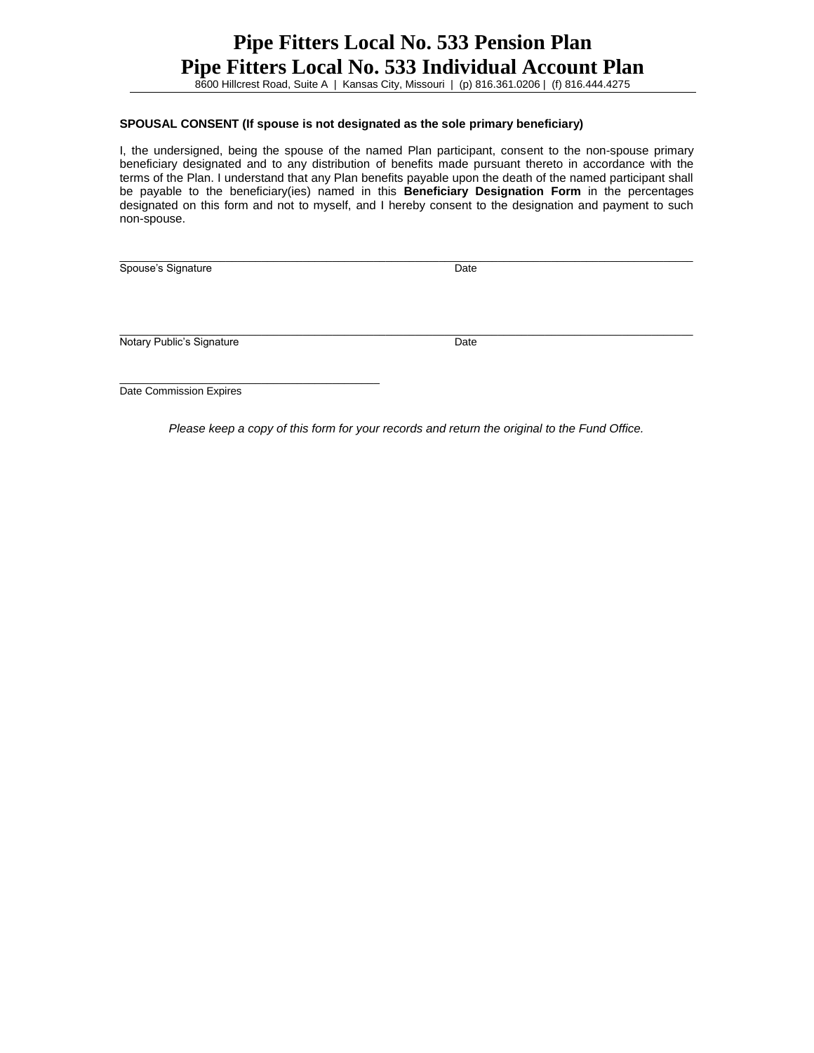# Pipe Fitters Local No. 533 Pension Plan
# Pipe Fitters Local No. 533 Individual Account Plan

8600 Hillcrest Road, Suite A | Kansas City, Missouri | (p) 816.361.0206 | (f) 816.444.4275

**SPOUSAL CONSENT (If spouse is not designated as the sole primary beneficiary)**

I, the undersigned, being the spouse of the named Plan participant, consent to the non-spouse primary beneficiary designated and to any distribution of benefits made pursuant thereto in accordance with the terms of the Plan. I understand that any Plan benefits payable upon the death of the named participant shall be payable to the beneficiary(ies) named in this **Beneficiary Designation Form** in the percentages designated on this form and not to myself, and I hereby consent to the designation and payment to such non-spouse.

______________________________________________________________________

Spouse's Signature Date

______________________________________________________________________

Notary Public's Signature Date

______________________________

Date Commission Expires

*Please keep a copy of this form for your records and return the original to the Fund Office.*